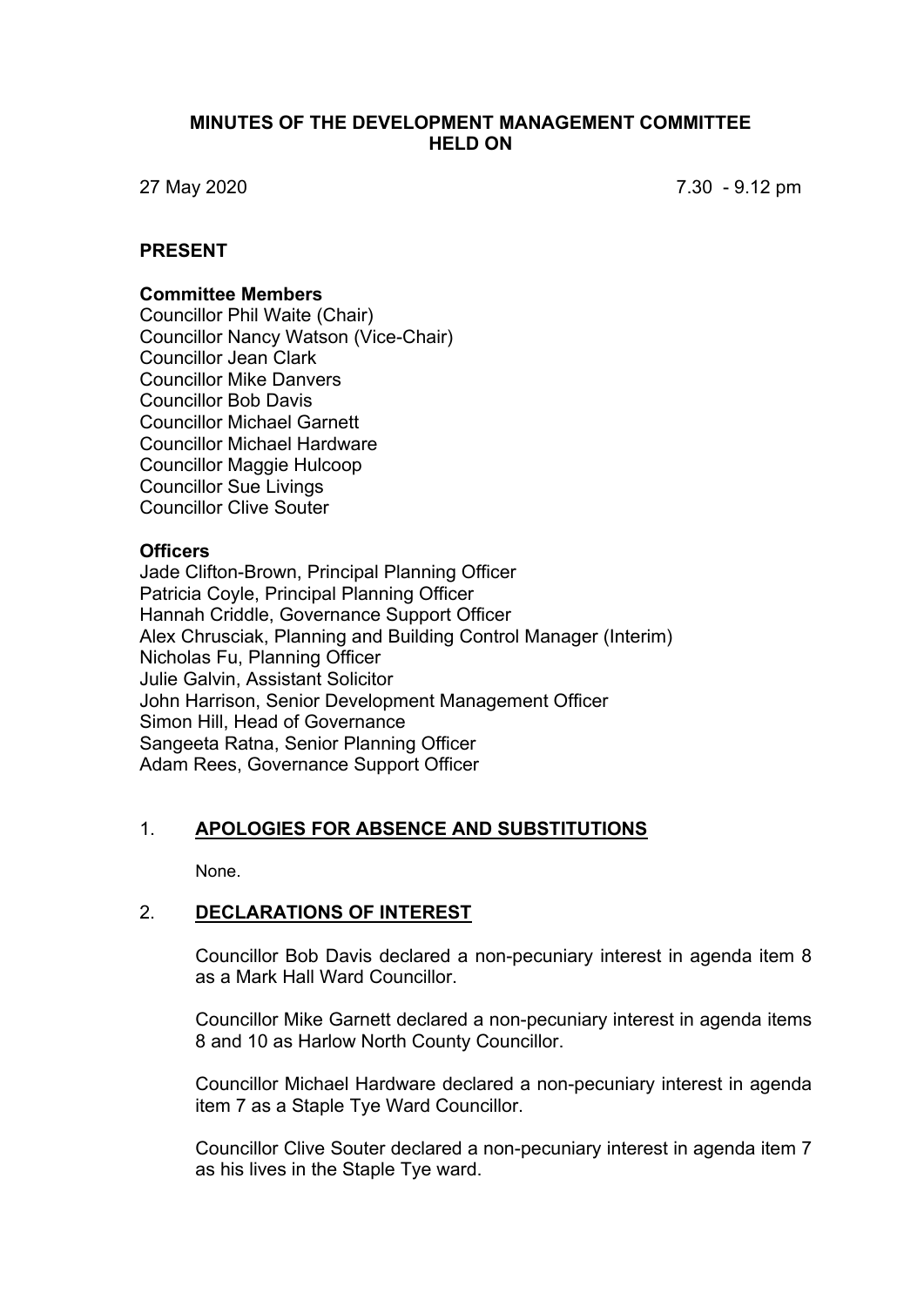# MINUTES OF THE DEVELOPMENT MANAGEMENT COMMITTEE HELD ON

27 May 2020 7.30 - 9.12 pm

## PRESENT

### Committee Members

Councillor Phil Waite (Chair)
Councillor Nancy Watson (Vice-Chair)
Councillor Jean Clark
Councillor Mike Danvers
Councillor Bob Davis
Councillor Michael Garnett
Councillor Michael Hardware
Councillor Maggie Hulcoop
Councillor Sue Livings
Councillor Clive Souter

### Officers

Jade Clifton-Brown, Principal Planning Officer
Patricia Coyle, Principal Planning Officer
Hannah Criddle, Governance Support Officer
Alex Chrusciak, Planning and Building Control Manager (Interim)
Nicholas Fu, Planning Officer
Julie Galvin, Assistant Solicitor
John Harrison, Senior Development Management Officer
Simon Hill, Head of Governance
Sangeeta Ratna, Senior Planning Officer
Adam Rees, Governance Support Officer

## 1. APOLOGIES FOR ABSENCE AND SUBSTITUTIONS

None.

## 2. DECLARATIONS OF INTEREST

Councillor Bob Davis declared a non-pecuniary interest in agenda item 8 as a Mark Hall Ward Councillor.

Councillor Mike Garnett declared a non-pecuniary interest in agenda items 8 and 10 as Harlow North County Councillor.

Councillor Michael Hardware declared a non-pecuniary interest in agenda item 7 as a Staple Tye Ward Councillor.

Councillor Clive Souter declared a non-pecuniary interest in agenda item 7 as his lives in the Staple Tye ward.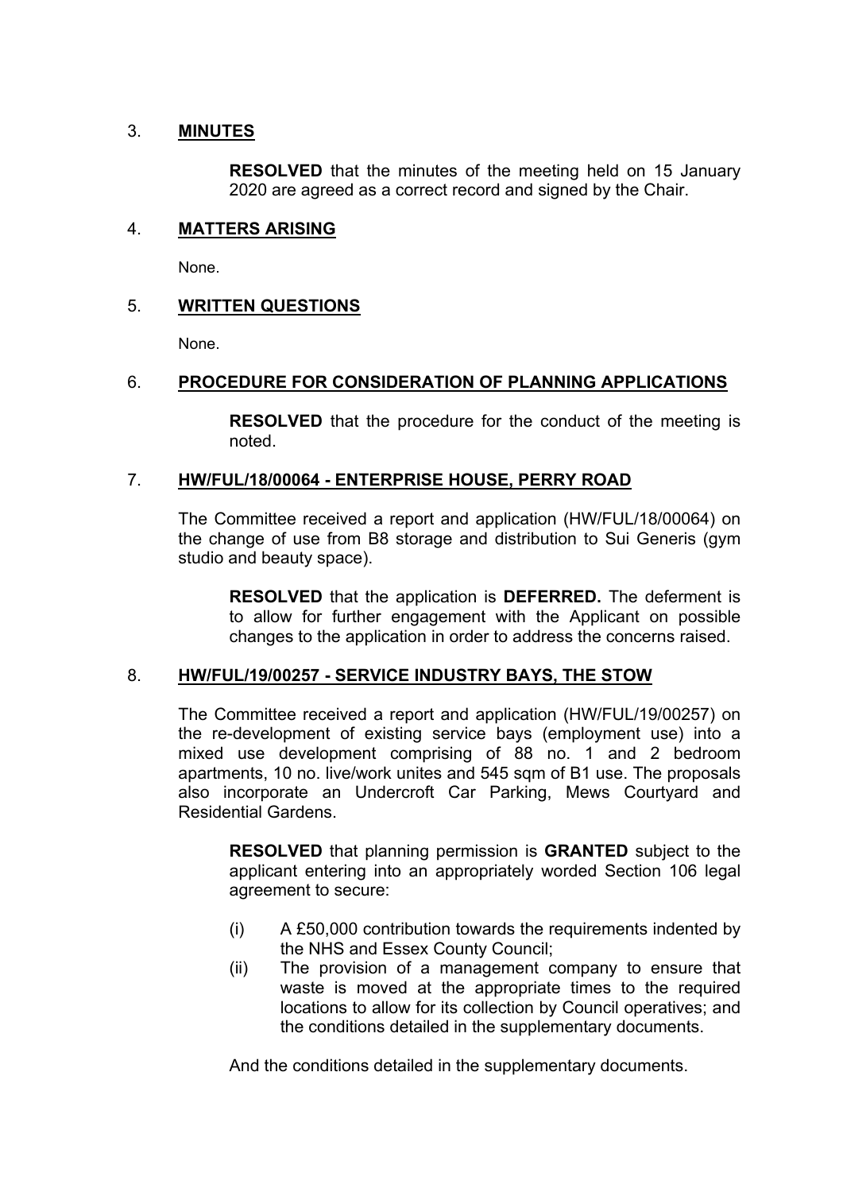## 3. **MINUTES**

**RESOLVED** that the minutes of the meeting held on 15 January 2020 are agreed as a correct record and signed by the Chair.

## 4. **MATTERS ARISING**

None.

## 5. **WRITTEN QUESTIONS**

None.

## 6. **PROCEDURE FOR CONSIDERATION OF PLANNING APPLICATIONS**

**RESOLVED** that the procedure for the conduct of the meeting is noted.

## 7. **HW/FUL/18/00064 - ENTERPRISE HOUSE, PERRY ROAD**

The Committee received a report and application (HW/FUL/18/00064) on the change of use from B8 storage and distribution to Sui Generis (gym studio and beauty space).

**RESOLVED** that the application is **DEFERRED.** The deferment is to allow for further engagement with the Applicant on possible changes to the application in order to address the concerns raised.

## 8. **HW/FUL/19/00257 - SERVICE INDUSTRY BAYS, THE STOW**

The Committee received a report and application (HW/FUL/19/00257) on the re-development of existing service bays (employment use) into a mixed use development comprising of 88 no. 1 and 2 bedroom apartments, 10 no. live/work unites and 545 sqm of B1 use. The proposals also incorporate an Undercroft Car Parking, Mews Courtyard and Residential Gardens.

**RESOLVED** that planning permission is **GRANTED** subject to the applicant entering into an appropriately worded Section 106 legal agreement to secure:

(i) A £50,000 contribution towards the requirements indented by the NHS and Essex County Council;

(ii) The provision of a management company to ensure that waste is moved at the appropriate times to the required locations to allow for its collection by Council operatives; and the conditions detailed in the supplementary documents.

And the conditions detailed in the supplementary documents.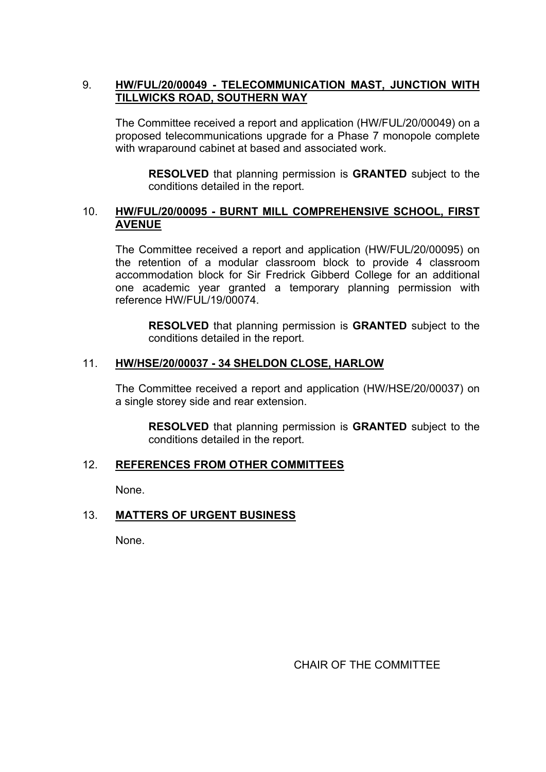9. **HW/FUL/20/00049 - TELECOMMUNICATION MAST, JUNCTION WITH TILLWICKS ROAD, SOUTHERN WAY**

The Committee received a report and application (HW/FUL/20/00049) on a proposed telecommunications upgrade for a Phase 7 monopole complete with wraparound cabinet at based and associated work.

> **RESOLVED** that planning permission is **GRANTED** subject to the conditions detailed in the report.

10. **HW/FUL/20/00095 - BURNT MILL COMPREHENSIVE SCHOOL, FIRST AVENUE**

The Committee received a report and application (HW/FUL/20/00095) on the retention of a modular classroom block to provide 4 classroom accommodation block for Sir Fredrick Gibberd College for an additional one academic year granted a temporary planning permission with reference HW/FUL/19/00074.

> **RESOLVED** that planning permission is **GRANTED** subject to the conditions detailed in the report.

11. **HW/HSE/20/00037 - 34 SHELDON CLOSE, HARLOW**

The Committee received a report and application (HW/HSE/20/00037) on a single storey side and rear extension.

> **RESOLVED** that planning permission is **GRANTED** subject to the conditions detailed in the report.

12. **REFERENCES FROM OTHER COMMITTEES**

None.

13. **MATTERS OF URGENT BUSINESS**

None.

CHAIR OF THE COMMITTEE